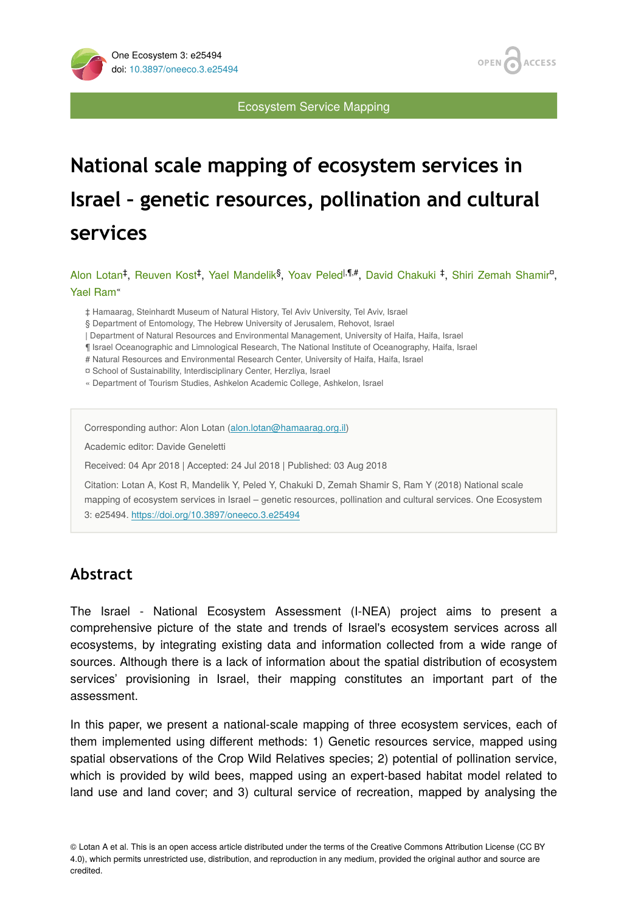Ecosystem Service Mapping

# National scale mapping of ecosystem services in Israel – genetic resources, pollination and cultural services

Alon Lotan[‡], Reuven Kost[‡], Yael Mandelik[§], Yoav Peled[|,¶,#], David Chakuki [‡], Shiri Zemah Shamir[¤], Yael Ram[«]

‡ Hamaarag, Steinhardt Museum of Natural History, Tel Aviv University, Tel Aviv, Israel
§ Department of Entomology, The Hebrew University of Jerusalem, Rehovot, Israel
| Department of Natural Resources and Environmental Management, University of Haifa, Haifa, Israel
¶ Israel Oceanographic and Limnological Research, The National Institute of Oceanography, Haifa, Israel
# Natural Resources and Environmental Research Center, University of Haifa, Haifa, Israel
¤ School of Sustainability, Interdisciplinary Center, Herzliya, Israel
« Department of Tourism Studies, Ashkelon Academic College, Ashkelon, Israel

Corresponding author: Alon Lotan (alon.lotan@hamaarag.org.il)

Academic editor: Davide Geneletti

Received: 04 Apr 2018 | Accepted: 24 Jul 2018 | Published: 03 Aug 2018

Citation: Lotan A, Kost R, Mandelik Y, Peled Y, Chakuki D, Zemah Shamir S, Ram Y (2018) National scale mapping of ecosystem services in Israel – genetic resources, pollination and cultural services. One Ecosystem 3: e25494. https://doi.org/10.3897/oneeco.3.e25494

## Abstract

The Israel - National Ecosystem Assessment (I-NEA) project aims to present a comprehensive picture of the state and trends of Israel's ecosystem services across all ecosystems, by integrating existing data and information collected from a wide range of sources. Although there is a lack of information about the spatial distribution of ecosystem services' provisioning in Israel, their mapping constitutes an important part of the assessment.

In this paper, we present a national-scale mapping of three ecosystem services, each of them implemented using different methods: 1) Genetic resources service, mapped using spatial observations of the Crop Wild Relatives species; 2) potential of pollination service, which is provided by wild bees, mapped using an expert-based habitat model related to land use and land cover; and 3) cultural service of recreation, mapped by analysing the

© Lotan A et al. This is an open access article distributed under the terms of the Creative Commons Attribution License (CC BY 4.0), which permits unrestricted use, distribution, and reproduction in any medium, provided the original author and source are credited.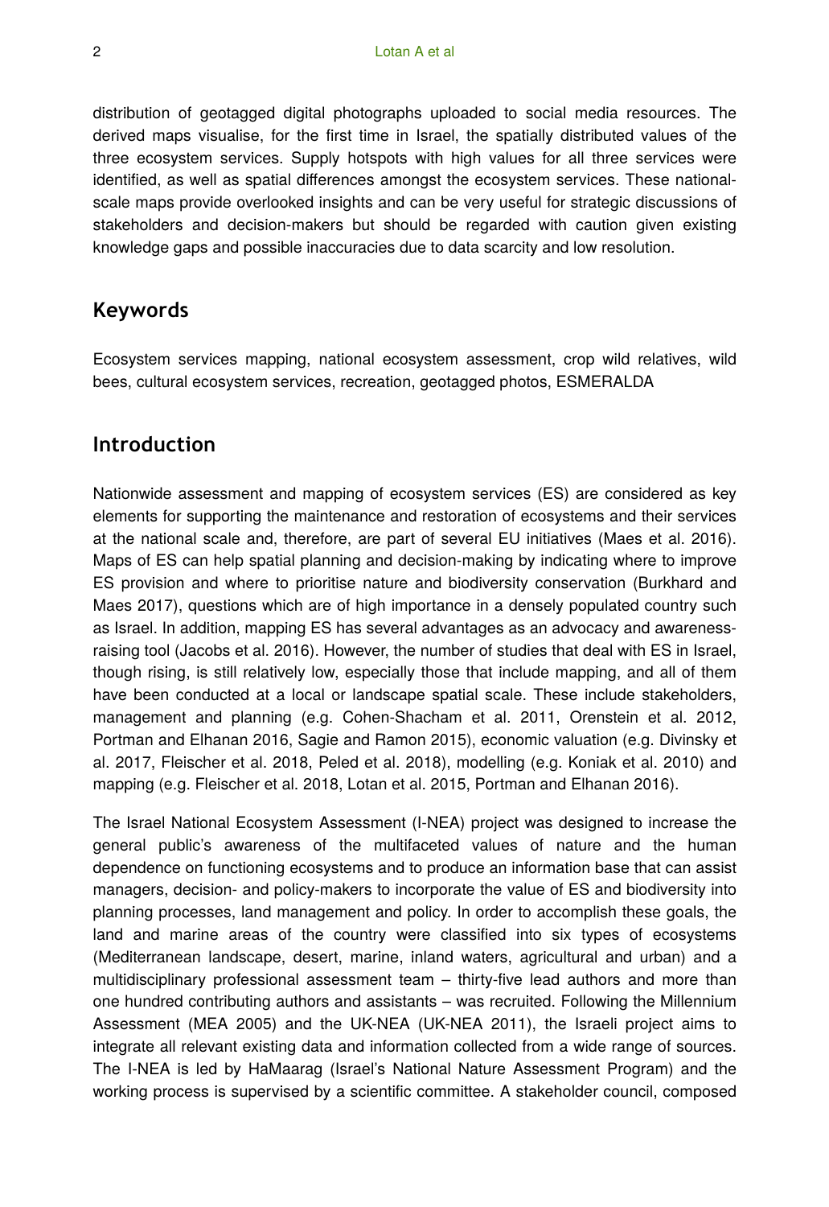distribution of geotagged digital photographs uploaded to social media resources. The derived maps visualise, for the first time in Israel, the spatially distributed values of the three ecosystem services. Supply hotspots with high values for all three services were identified, as well as spatial differences amongst the ecosystem services. These national-scale maps provide overlooked insights and can be very useful for strategic discussions of stakeholders and decision-makers but should be regarded with caution given existing knowledge gaps and possible inaccuracies due to data scarcity and low resolution.

## Keywords

Ecosystem services mapping, national ecosystem assessment, crop wild relatives, wild bees, cultural ecosystem services, recreation, geotagged photos, ESMERALDA

## Introduction

Nationwide assessment and mapping of ecosystem services (ES) are considered as key elements for supporting the maintenance and restoration of ecosystems and their services at the national scale and, therefore, are part of several EU initiatives (Maes et al. 2016). Maps of ES can help spatial planning and decision-making by indicating where to improve ES provision and where to prioritise nature and biodiversity conservation (Burkhard and Maes 2017), questions which are of high importance in a densely populated country such as Israel. In addition, mapping ES has several advantages as an advocacy and awareness-raising tool (Jacobs et al. 2016). However, the number of studies that deal with ES in Israel, though rising, is still relatively low, especially those that include mapping, and all of them have been conducted at a local or landscape spatial scale. These include stakeholders, management and planning (e.g. Cohen-Shacham et al. 2011, Orenstein et al. 2012, Portman and Elhanan 2016, Sagie and Ramon 2015), economic valuation (e.g. Divinsky et al. 2017, Fleischer et al. 2018, Peled et al. 2018), modelling (e.g. Koniak et al. 2010) and mapping (e.g. Fleischer et al. 2018, Lotan et al. 2015, Portman and Elhanan 2016).

The Israel National Ecosystem Assessment (I-NEA) project was designed to increase the general public's awareness of the multifaceted values of nature and the human dependence on functioning ecosystems and to produce an information base that can assist managers, decision- and policy-makers to incorporate the value of ES and biodiversity into planning processes, land management and policy. In order to accomplish these goals, the land and marine areas of the country were classified into six types of ecosystems (Mediterranean landscape, desert, marine, inland waters, agricultural and urban) and a multidisciplinary professional assessment team – thirty-five lead authors and more than one hundred contributing authors and assistants – was recruited. Following the Millennium Assessment (MEA 2005) and the UK-NEA (UK-NEA 2011), the Israeli project aims to integrate all relevant existing data and information collected from a wide range of sources. The I-NEA is led by HaMaarag (Israel's National Nature Assessment Program) and the working process is supervised by a scientific committee. A stakeholder council, composed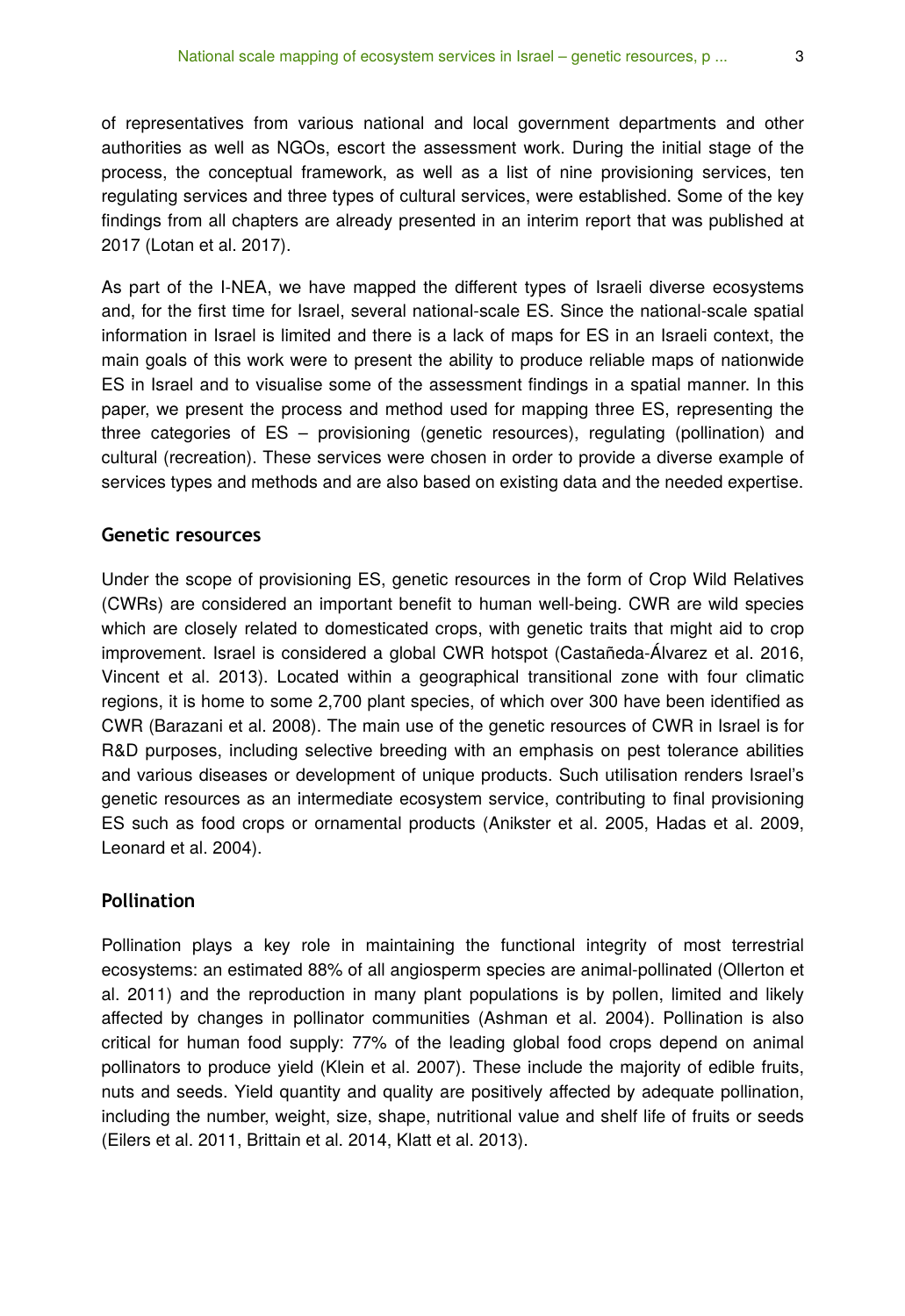of representatives from various national and local government departments and other authorities as well as NGOs, escort the assessment work. During the initial stage of the process, the conceptual framework, as well as a list of nine provisioning services, ten regulating services and three types of cultural services, were established. Some of the key findings from all chapters are already presented in an interim report that was published at 2017 (Lotan et al. 2017).

As part of the I-NEA, we have mapped the different types of Israeli diverse ecosystems and, for the first time for Israel, several national-scale ES. Since the national-scale spatial information in Israel is limited and there is a lack of maps for ES in an Israeli context, the main goals of this work were to present the ability to produce reliable maps of nationwide ES in Israel and to visualise some of the assessment findings in a spatial manner. In this paper, we present the process and method used for mapping three ES, representing the three categories of ES – provisioning (genetic resources), regulating (pollination) and cultural (recreation). These services were chosen in order to provide a diverse example of services types and methods and are also based on existing data and the needed expertise.

### Genetic resources

Under the scope of provisioning ES, genetic resources in the form of Crop Wild Relatives (CWRs) are considered an important benefit to human well-being. CWR are wild species which are closely related to domesticated crops, with genetic traits that might aid to crop improvement. Israel is considered a global CWR hotspot (Castañeda-Álvarez et al. 2016, Vincent et al. 2013). Located within a geographical transitional zone with four climatic regions, it is home to some 2,700 plant species, of which over 300 have been identified as CWR (Barazani et al. 2008). The main use of the genetic resources of CWR in Israel is for R&D purposes, including selective breeding with an emphasis on pest tolerance abilities and various diseases or development of unique products. Such utilisation renders Israel's genetic resources as an intermediate ecosystem service, contributing to final provisioning ES such as food crops or ornamental products (Anikster et al. 2005, Hadas et al. 2009, Leonard et al. 2004).

### Pollination

Pollination plays a key role in maintaining the functional integrity of most terrestrial ecosystems: an estimated 88% of all angiosperm species are animal-pollinated (Ollerton et al. 2011) and the reproduction in many plant populations is by pollen, limited and likely affected by changes in pollinator communities (Ashman et al. 2004). Pollination is also critical for human food supply: 77% of the leading global food crops depend on animal pollinators to produce yield (Klein et al. 2007). These include the majority of edible fruits, nuts and seeds. Yield quantity and quality are positively affected by adequate pollination, including the number, weight, size, shape, nutritional value and shelf life of fruits or seeds (Eilers et al. 2011, Brittain et al. 2014, Klatt et al. 2013).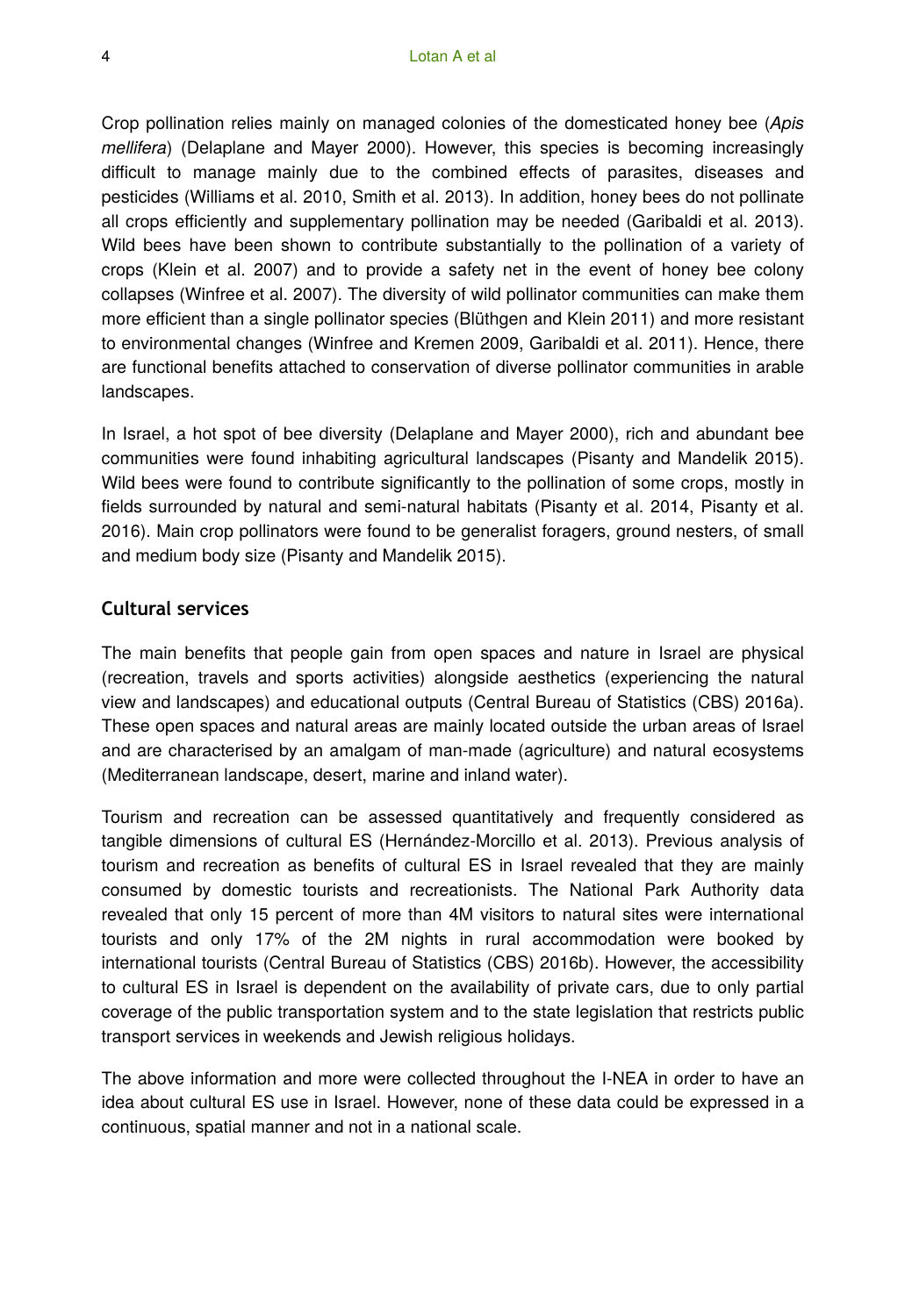Crop pollination relies mainly on managed colonies of the domesticated honey bee (*Apis mellifera*) (Delaplane and Mayer 2000). However, this species is becoming increasingly difficult to manage mainly due to the combined effects of parasites, diseases and pesticides (Williams et al. 2010, Smith et al. 2013). In addition, honey bees do not pollinate all crops efficiently and supplementary pollination may be needed (Garibaldi et al. 2013). Wild bees have been shown to contribute substantially to the pollination of a variety of crops (Klein et al. 2007) and to provide a safety net in the event of honey bee colony collapses (Winfree et al. 2007). The diversity of wild pollinator communities can make them more efficient than a single pollinator species (Blüthgen and Klein 2011) and more resistant to environmental changes (Winfree and Kremen 2009, Garibaldi et al. 2011). Hence, there are functional benefits attached to conservation of diverse pollinator communities in arable landscapes.

In Israel, a hot spot of bee diversity (Delaplane and Mayer 2000), rich and abundant bee communities were found inhabiting agricultural landscapes (Pisanty and Mandelik 2015). Wild bees were found to contribute significantly to the pollination of some crops, mostly in fields surrounded by natural and semi-natural habitats (Pisanty et al. 2014, Pisanty et al. 2016). Main crop pollinators were found to be generalist foragers, ground nesters, of small and medium body size (Pisanty and Mandelik 2015).

## Cultural services

The main benefits that people gain from open spaces and nature in Israel are physical (recreation, travels and sports activities) alongside aesthetics (experiencing the natural view and landscapes) and educational outputs (Central Bureau of Statistics (CBS) 2016a). These open spaces and natural areas are mainly located outside the urban areas of Israel and are characterised by an amalgam of man-made (agriculture) and natural ecosystems (Mediterranean landscape, desert, marine and inland water).

Tourism and recreation can be assessed quantitatively and frequently considered as tangible dimensions of cultural ES (Hernández-Morcillo et al. 2013). Previous analysis of tourism and recreation as benefits of cultural ES in Israel revealed that they are mainly consumed by domestic tourists and recreationists. The National Park Authority data revealed that only 15 percent of more than 4M visitors to natural sites were international tourists and only 17% of the 2M nights in rural accommodation were booked by international tourists (Central Bureau of Statistics (CBS) 2016b). However, the accessibility to cultural ES in Israel is dependent on the availability of private cars, due to only partial coverage of the public transportation system and to the state legislation that restricts public transport services in weekends and Jewish religious holidays.

The above information and more were collected throughout the I-NEA in order to have an idea about cultural ES use in Israel. However, none of these data could be expressed in a continuous, spatial manner and not in a national scale.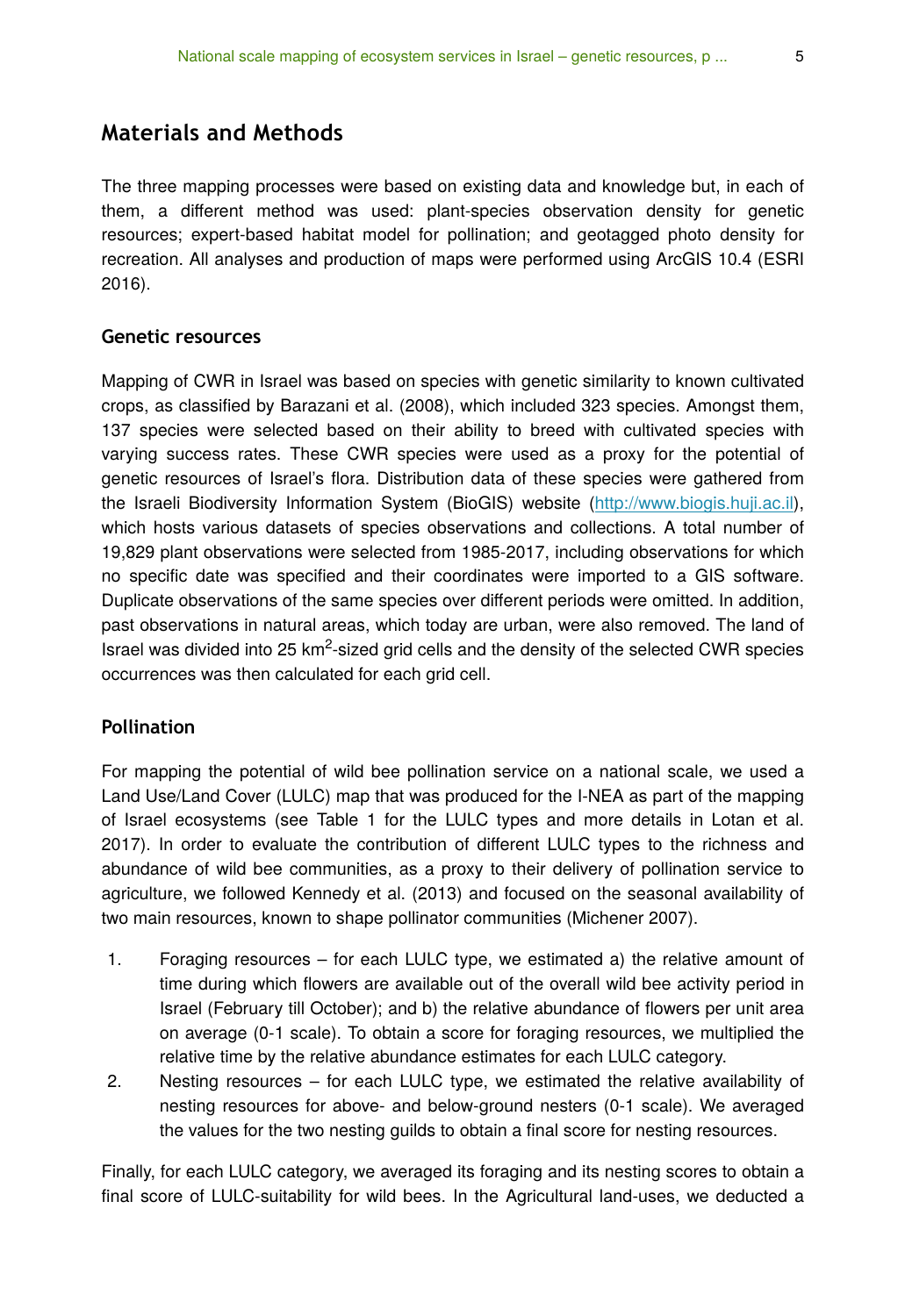## Materials and Methods

The three mapping processes were based on existing data and knowledge but, in each of them, a different method was used: plant-species observation density for genetic resources; expert-based habitat model for pollination; and geotagged photo density for recreation. All analyses and production of maps were performed using ArcGIS 10.4 (ESRI 2016).

### Genetic resources

Mapping of CWR in Israel was based on species with genetic similarity to known cultivated crops, as classified by Barazani et al. (2008), which included 323 species. Amongst them, 137 species were selected based on their ability to breed with cultivated species with varying success rates. These CWR species were used as a proxy for the potential of genetic resources of Israel's flora. Distribution data of these species were gathered from the Israeli Biodiversity Information System (BioGIS) website (http://www.biogis.huji.ac.il), which hosts various datasets of species observations and collections. A total number of 19,829 plant observations were selected from 1985-2017, including observations for which no specific date was specified and their coordinates were imported to a GIS software. Duplicate observations of the same species over different periods were omitted. In addition, past observations in natural areas, which today are urban, were also removed. The land of Israel was divided into 25 $km^2$-sized grid cells and the density of the selected CWR species occurrences was then calculated for each grid cell.

### Pollination

For mapping the potential of wild bee pollination service on a national scale, we used a Land Use/Land Cover (LULC) map that was produced for the I-NEA as part of the mapping of Israel ecosystems (see Table 1 for the LULC types and more details in Lotan et al. 2017). In order to evaluate the contribution of different LULC types to the richness and abundance of wild bee communities, as a proxy to their delivery of pollination service to agriculture, we followed Kennedy et al. (2013) and focused on the seasonal availability of two main resources, known to shape pollinator communities (Michener 2007).

1. Foraging resources – for each LULC type, we estimated a) the relative amount of time during which flowers are available out of the overall wild bee activity period in Israel (February till October); and b) the relative abundance of flowers per unit area on average (0-1 scale). To obtain a score for foraging resources, we multiplied the relative time by the relative abundance estimates for each LULC category.
2. Nesting resources – for each LULC type, we estimated the relative availability of nesting resources for above- and below-ground nesters (0-1 scale). We averaged the values for the two nesting guilds to obtain a final score for nesting resources.

Finally, for each LULC category, we averaged its foraging and its nesting scores to obtain a final score of LULC-suitability for wild bees. In the Agricultural land-uses, we deducted a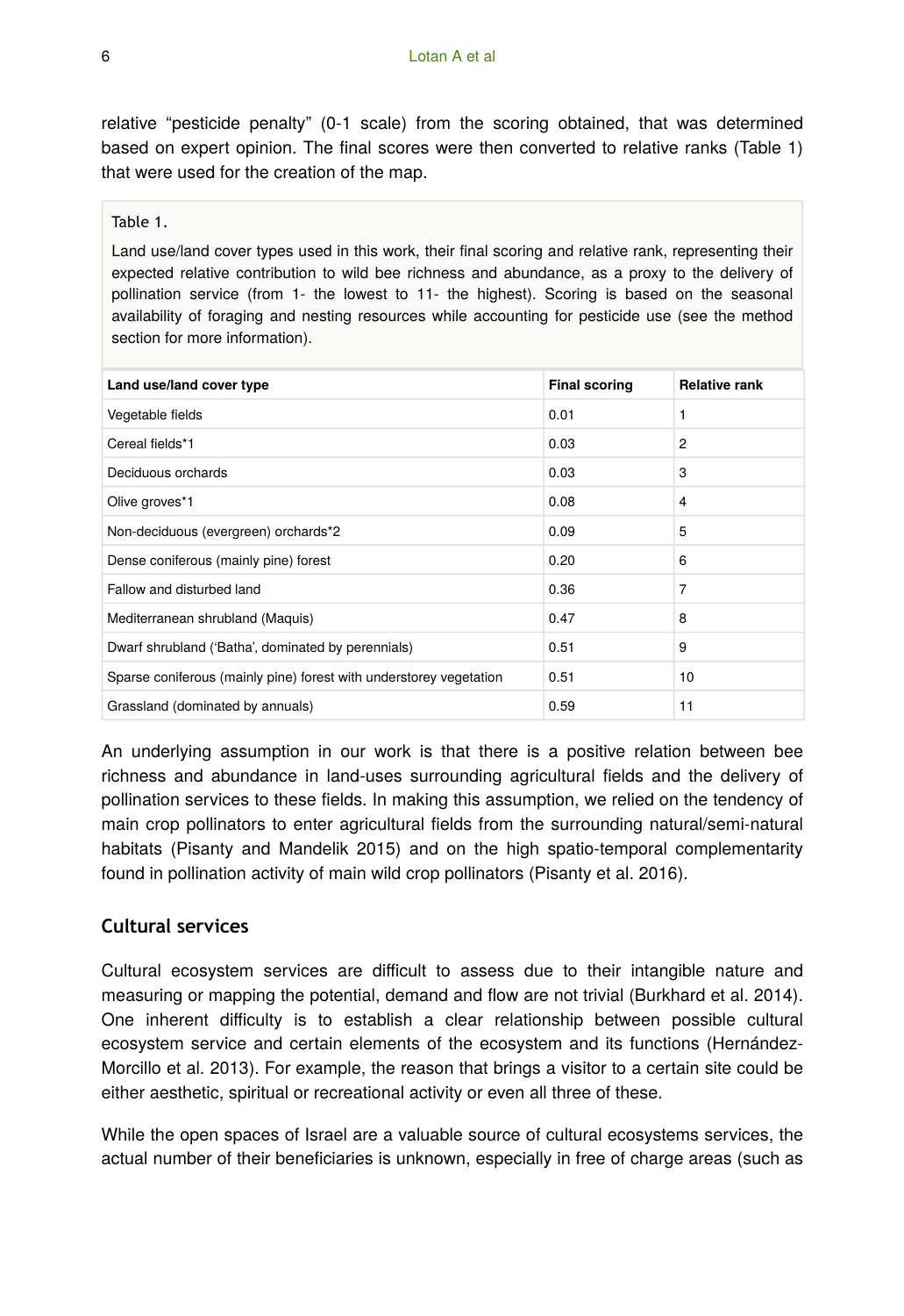relative "pesticide penalty" (0-1 scale) from the scoring obtained, that was determined based on expert opinion. The final scores were then converted to relative ranks (Table 1) that were used for the creation of the map.

Table 1.

Land use/land cover types used in this work, their final scoring and relative rank, representing their expected relative contribution to wild bee richness and abundance, as a proxy to the delivery of pollination service (from 1- the lowest to 11- the highest). Scoring is based on the seasonal availability of foraging and nesting resources while accounting for pesticide use (see the method section for more information).

| Land use/land cover type | Final scoring | Relative rank |
|---|---|---|
| Vegetable fields | 0.01 | 1 |
| Cereal fields*1 | 0.03 | 2 |
| Deciduous orchards | 0.03 | 3 |
| Olive groves*1 | 0.08 | 4 |
| Non-deciduous (evergreen) orchards*2 | 0.09 | 5 |
| Dense coniferous (mainly pine) forest | 0.20 | 6 |
| Fallow and disturbed land | 0.36 | 7 |
| Mediterranean shrubland (Maquis) | 0.47 | 8 |
| Dwarf shrubland ('Batha', dominated by perennials) | 0.51 | 9 |
| Sparse coniferous (mainly pine) forest with understorey vegetation | 0.51 | 10 |
| Grassland (dominated by annuals) | 0.59 | 11 |

An underlying assumption in our work is that there is a positive relation between bee richness and abundance in land-uses surrounding agricultural fields and the delivery of pollination services to these fields. In making this assumption, we relied on the tendency of main crop pollinators to enter agricultural fields from the surrounding natural/semi-natural habitats (Pisanty and Mandelik 2015) and on the high spatio-temporal complementarity found in pollination activity of main wild crop pollinators (Pisanty et al. 2016).

## Cultural services

Cultural ecosystem services are difficult to assess due to their intangible nature and measuring or mapping the potential, demand and flow are not trivial (Burkhard et al. 2014). One inherent difficulty is to establish a clear relationship between possible cultural ecosystem service and certain elements of the ecosystem and its functions (Hernández-Morcillo et al. 2013). For example, the reason that brings a visitor to a certain site could be either aesthetic, spiritual or recreational activity or even all three of these.

While the open spaces of Israel are a valuable source of cultural ecosystems services, the actual number of their beneficiaries is unknown, especially in free of charge areas (such as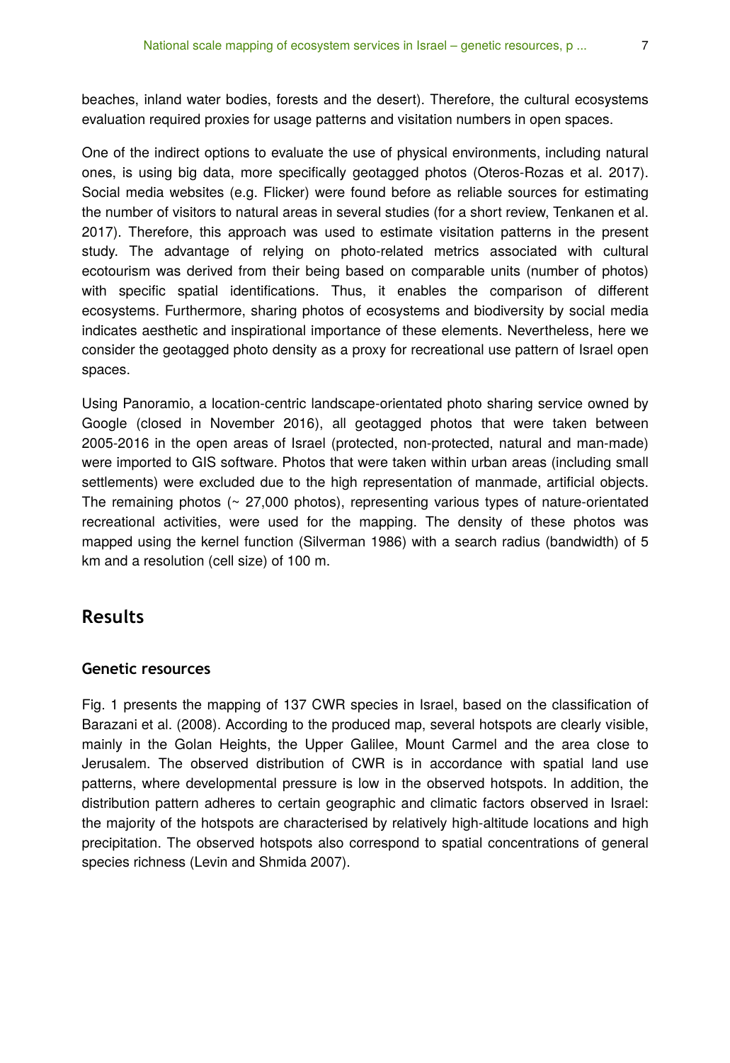beaches, inland water bodies, forests and the desert). Therefore, the cultural ecosystems evaluation required proxies for usage patterns and visitation numbers in open spaces.

One of the indirect options to evaluate the use of physical environments, including natural ones, is using big data, more specifically geotagged photos (Oteros-Rozas et al. 2017). Social media websites (e.g. Flicker) were found before as reliable sources for estimating the number of visitors to natural areas in several studies (for a short review, Tenkanen et al. 2017). Therefore, this approach was used to estimate visitation patterns in the present study. The advantage of relying on photo-related metrics associated with cultural ecotourism was derived from their being based on comparable units (number of photos) with specific spatial identifications. Thus, it enables the comparison of different ecosystems. Furthermore, sharing photos of ecosystems and biodiversity by social media indicates aesthetic and inspirational importance of these elements. Nevertheless, here we consider the geotagged photo density as a proxy for recreational use pattern of Israel open spaces.

Using Panoramio, a location-centric landscape-orientated photo sharing service owned by Google (closed in November 2016), all geotagged photos that were taken between 2005-2016 in the open areas of Israel (protected, non-protected, natural and man-made) were imported to GIS software. Photos that were taken within urban areas (including small settlements) were excluded due to the high representation of manmade, artificial objects. The remaining photos (~ 27,000 photos), representing various types of nature-orientated recreational activities, were used for the mapping. The density of these photos was mapped using the kernel function (Silverman 1986) with a search radius (bandwidth) of 5 km and a resolution (cell size) of 100 m.

## Results

### Genetic resources

Fig. 1 presents the mapping of 137 CWR species in Israel, based on the classification of Barazani et al. (2008). According to the produced map, several hotspots are clearly visible, mainly in the Golan Heights, the Upper Galilee, Mount Carmel and the area close to Jerusalem. The observed distribution of CWR is in accordance with spatial land use patterns, where developmental pressure is low in the observed hotspots. In addition, the distribution pattern adheres to certain geographic and climatic factors observed in Israel: the majority of the hotspots are characterised by relatively high-altitude locations and high precipitation. The observed hotspots also correspond to spatial concentrations of general species richness (Levin and Shmida 2007).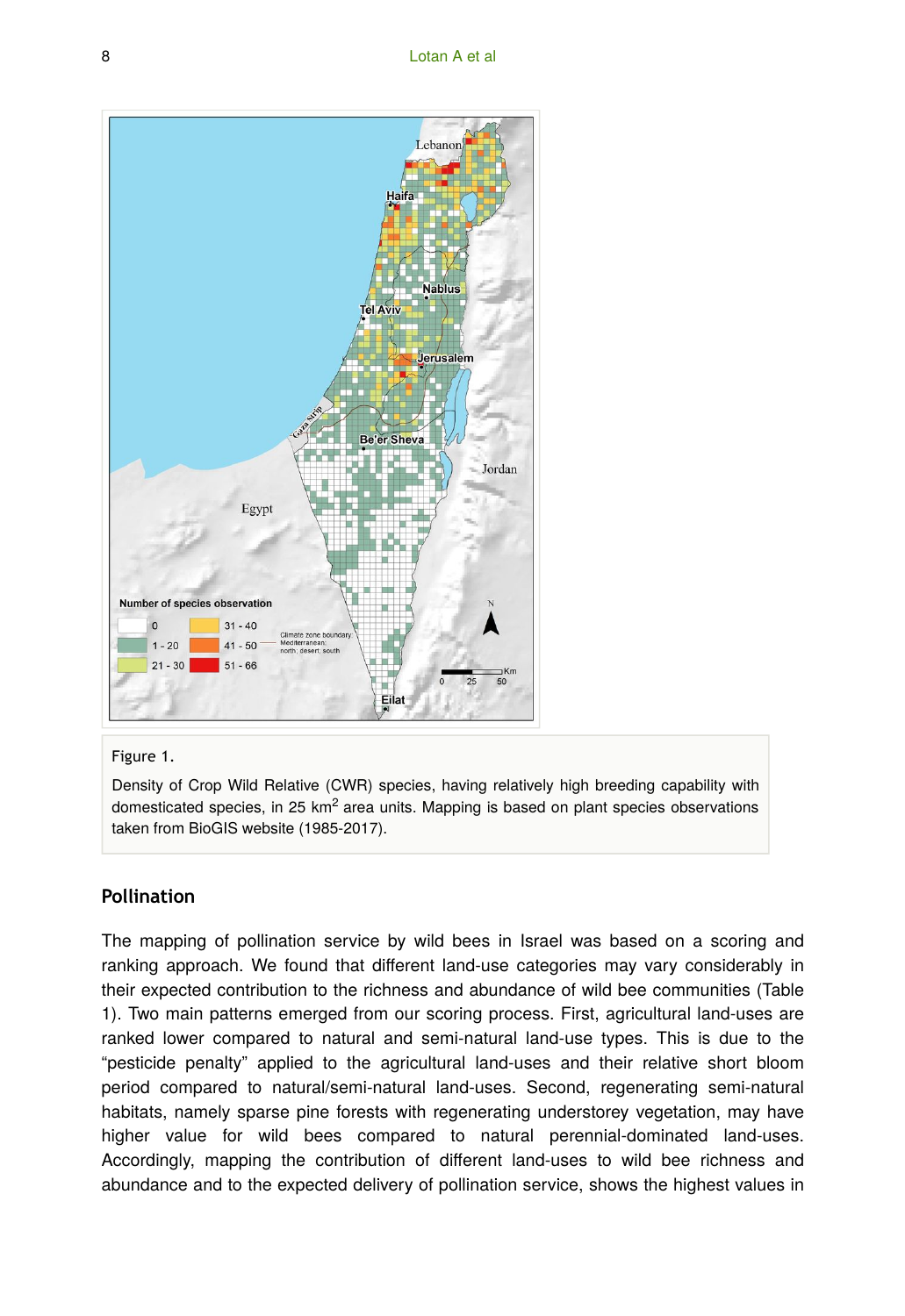Figure 1.

Density of Crop Wild Relative (CWR) species, having relatively high breeding capability with domesticated species, in 25 km$^2$ area units. Mapping is based on plant species observations taken from BioGIS website (1985-2017).

### Pollination

The mapping of pollination service by wild bees in Israel was based on a scoring and ranking approach. We found that different land-use categories may vary considerably in their expected contribution to the richness and abundance of wild bee communities (Table 1). Two main patterns emerged from our scoring process. First, agricultural land-uses are ranked lower compared to natural and semi-natural land-use types. This is due to the "pesticide penalty" applied to the agricultural land-uses and their relative short bloom period compared to natural/semi-natural land-uses. Second, regenerating semi-natural habitats, namely sparse pine forests with regenerating understorey vegetation, may have higher value for wild bees compared to natural perennial-dominated land-uses. Accordingly, mapping the contribution of different land-uses to wild bee richness and abundance and to the expected delivery of pollination service, shows the highest values in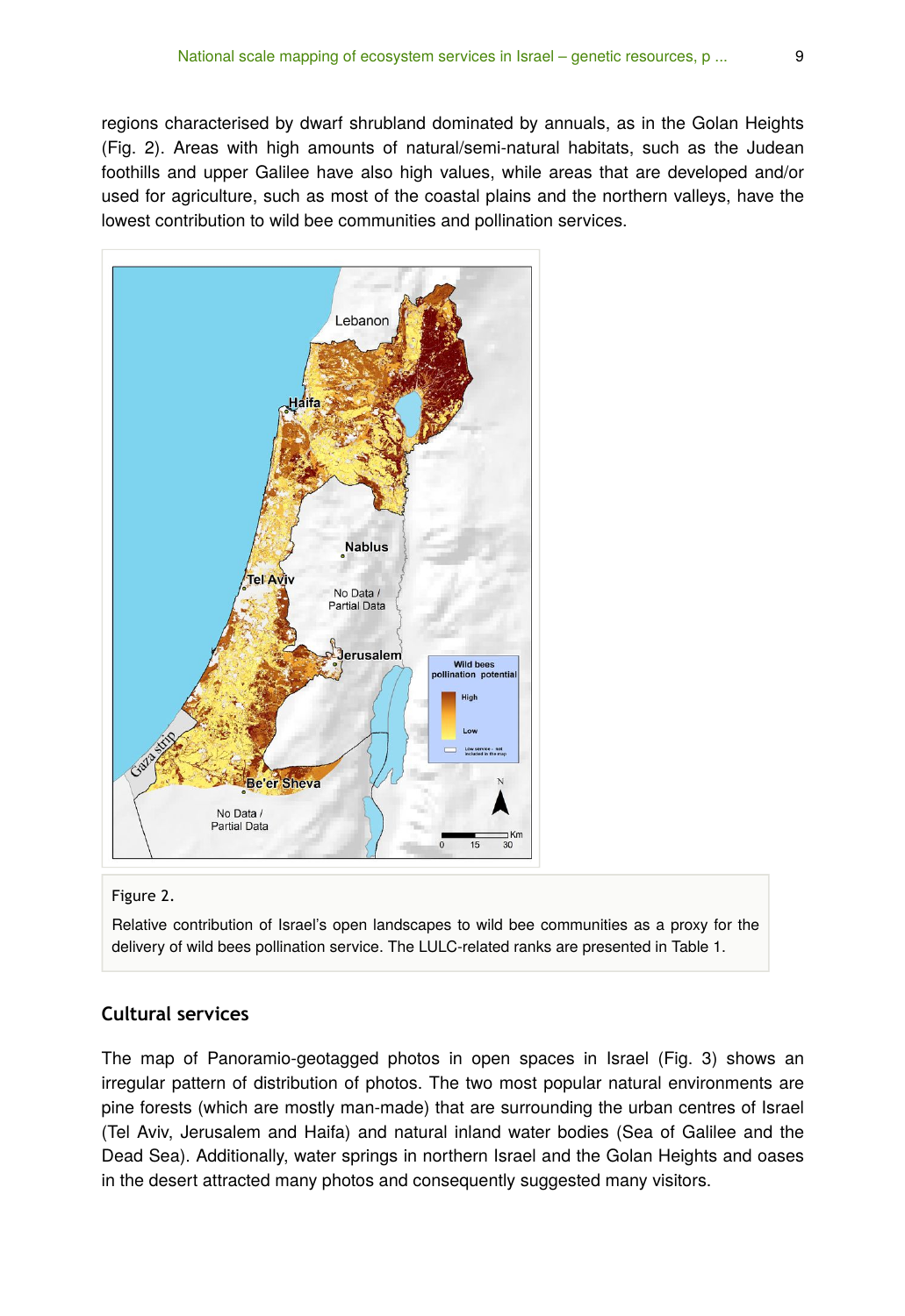regions characterised by dwarf shrubland dominated by annuals, as in the Golan Heights (Fig. 2). Areas with high amounts of natural/semi-natural habitats, such as the Judean foothills and upper Galilee have also high values, while areas that are developed and/or used for agriculture, such as most of the coastal plains and the northern valleys, have the lowest contribution to wild bee communities and pollination services.

Figure 2.

Relative contribution of Israel's open landscapes to wild bee communities as a proxy for the delivery of wild bees pollination service. The LULC-related ranks are presented in Table 1.

## Cultural services

The map of Panoramio-geotagged photos in open spaces in Israel (Fig. 3) shows an irregular pattern of distribution of photos. The two most popular natural environments are pine forests (which are mostly man-made) that are surrounding the urban centres of Israel (Tel Aviv, Jerusalem and Haifa) and natural inland water bodies (Sea of Galilee and the Dead Sea). Additionally, water springs in northern Israel and the Golan Heights and oases in the desert attracted many photos and consequently suggested many visitors.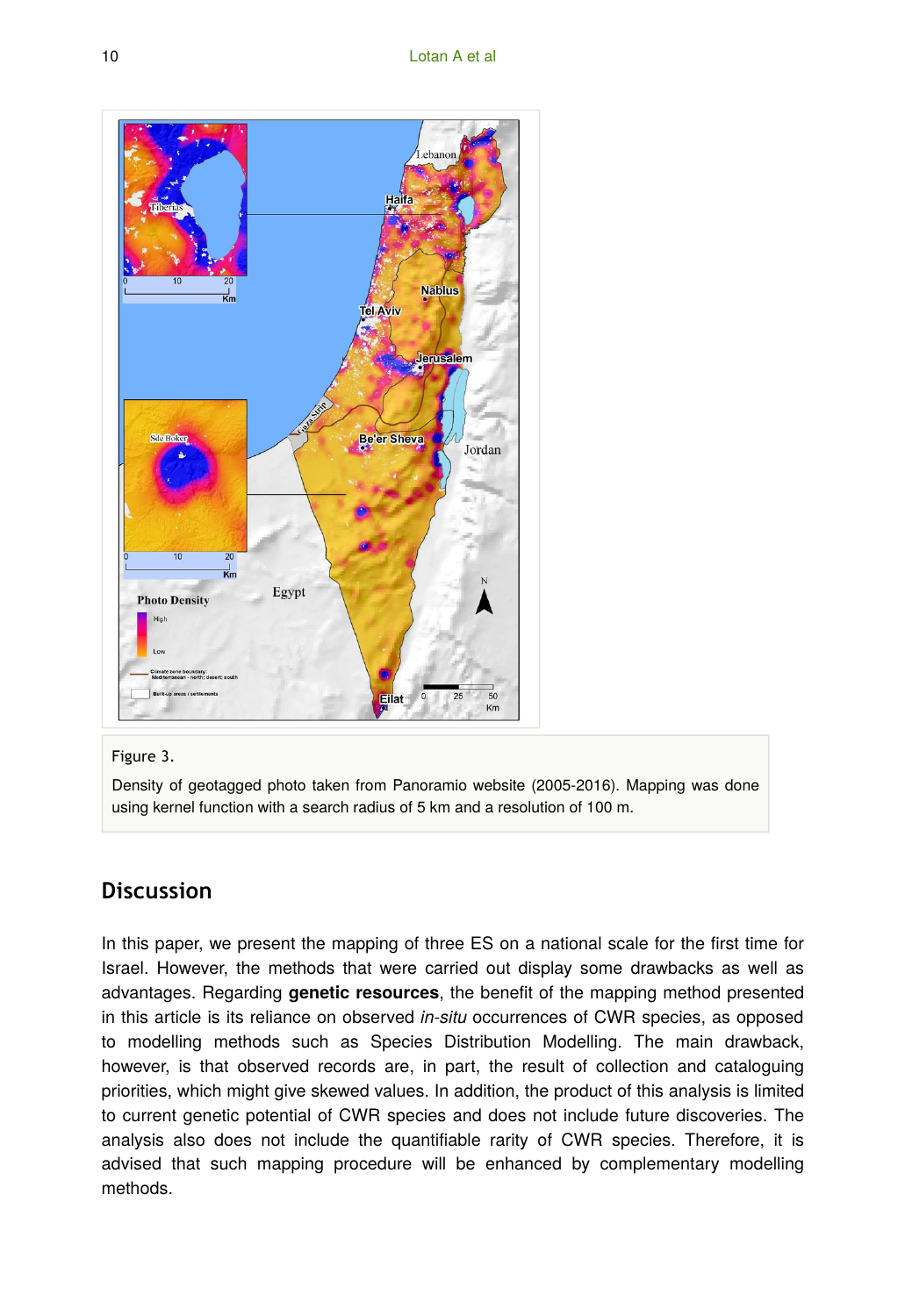Figure 3.

Density of geotagged photo taken from Panoramio website (2005-2016). Mapping was done using kernel function with a search radius of 5 km and a resolution of 100 m.

## Discussion

In this paper, we present the mapping of three ES on a national scale for the first time for Israel. However, the methods that were carried out display some drawbacks as well as advantages. Regarding **genetic resources**, the benefit of the mapping method presented in this article is its reliance on observed *in-situ* occurrences of CWR species, as opposed to modelling methods such as Species Distribution Modelling. The main drawback, however, is that observed records are, in part, the result of collection and cataloguing priorities, which might give skewed values. In addition, the product of this analysis is limited to current genetic potential of CWR species and does not include future discoveries. The analysis also does not include the quantifiable rarity of CWR species. Therefore, it is advised that such mapping procedure will be enhanced by complementary modelling methods.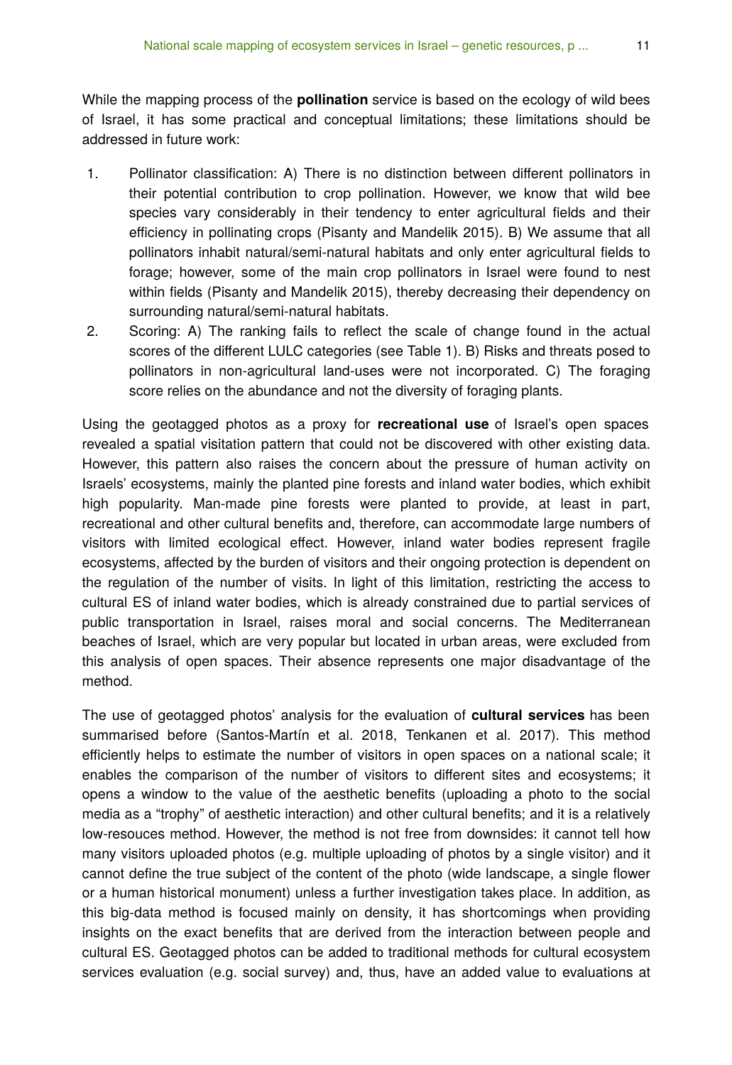While the mapping process of the **pollination** service is based on the ecology of wild bees of Israel, it has some practical and conceptual limitations; these limitations should be addressed in future work:

1. Pollinator classification: A) There is no distinction between different pollinators in their potential contribution to crop pollination. However, we know that wild bee species vary considerably in their tendency to enter agricultural fields and their efficiency in pollinating crops (Pisanty and Mandelik 2015). B) We assume that all pollinators inhabit natural/semi-natural habitats and only enter agricultural fields to forage; however, some of the main crop pollinators in Israel were found to nest within fields (Pisanty and Mandelik 2015), thereby decreasing their dependency on surrounding natural/semi-natural habitats.
2. Scoring: A) The ranking fails to reflect the scale of change found in the actual scores of the different LULC categories (see Table 1). B) Risks and threats posed to pollinators in non-agricultural land-uses were not incorporated. C) The foraging score relies on the abundance and not the diversity of foraging plants.

Using the geotagged photos as a proxy for **recreational use** of Israel's open spaces revealed a spatial visitation pattern that could not be discovered with other existing data. However, this pattern also raises the concern about the pressure of human activity on Israels' ecosystems, mainly the planted pine forests and inland water bodies, which exhibit high popularity. Man-made pine forests were planted to provide, at least in part, recreational and other cultural benefits and, therefore, can accommodate large numbers of visitors with limited ecological effect. However, inland water bodies represent fragile ecosystems, affected by the burden of visitors and their ongoing protection is dependent on the regulation of the number of visits. In light of this limitation, restricting the access to cultural ES of inland water bodies, which is already constrained due to partial services of public transportation in Israel, raises moral and social concerns. The Mediterranean beaches of Israel, which are very popular but located in urban areas, were excluded from this analysis of open spaces. Their absence represents one major disadvantage of the method.

The use of geotagged photos' analysis for the evaluation of **cultural services** has been summarised before (Santos-Martín et al. 2018, Tenkanen et al. 2017). This method efficiently helps to estimate the number of visitors in open spaces on a national scale; it enables the comparison of the number of visitors to different sites and ecosystems; it opens a window to the value of the aesthetic benefits (uploading a photo to the social media as a "trophy" of aesthetic interaction) and other cultural benefits; and it is a relatively low-resouces method. However, the method is not free from downsides: it cannot tell how many visitors uploaded photos (e.g. multiple uploading of photos by a single visitor) and it cannot define the true subject of the content of the photo (wide landscape, a single flower or a human historical monument) unless a further investigation takes place. In addition, as this big-data method is focused mainly on density, it has shortcomings when providing insights on the exact benefits that are derived from the interaction between people and cultural ES. Geotagged photos can be added to traditional methods for cultural ecosystem services evaluation (e.g. social survey) and, thus, have an added value to evaluations at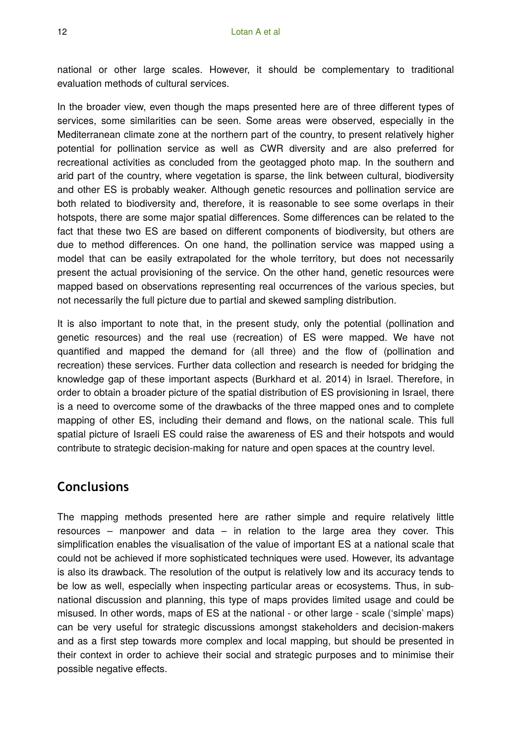national or other large scales. However, it should be complementary to traditional evaluation methods of cultural services.

In the broader view, even though the maps presented here are of three different types of services, some similarities can be seen. Some areas were observed, especially in the Mediterranean climate zone at the northern part of the country, to present relatively higher potential for pollination service as well as CWR diversity and are also preferred for recreational activities as concluded from the geotagged photo map. In the southern and arid part of the country, where vegetation is sparse, the link between cultural, biodiversity and other ES is probably weaker. Although genetic resources and pollination service are both related to biodiversity and, therefore, it is reasonable to see some overlaps in their hotspots, there are some major spatial differences. Some differences can be related to the fact that these two ES are based on different components of biodiversity, but others are due to method differences. On one hand, the pollination service was mapped using a model that can be easily extrapolated for the whole territory, but does not necessarily present the actual provisioning of the service. On the other hand, genetic resources were mapped based on observations representing real occurrences of the various species, but not necessarily the full picture due to partial and skewed sampling distribution.

It is also important to note that, in the present study, only the potential (pollination and genetic resources) and the real use (recreation) of ES were mapped. We have not quantified and mapped the demand for (all three) and the flow of (pollination and recreation) these services. Further data collection and research is needed for bridging the knowledge gap of these important aspects (Burkhard et al. 2014) in Israel. Therefore, in order to obtain a broader picture of the spatial distribution of ES provisioning in Israel, there is a need to overcome some of the drawbacks of the three mapped ones and to complete mapping of other ES, including their demand and flows, on the national scale. This full spatial picture of Israeli ES could raise the awareness of ES and their hotspots and would contribute to strategic decision-making for nature and open spaces at the country level.

## Conclusions

The mapping methods presented here are rather simple and require relatively little resources – manpower and data – in relation to the large area they cover. This simplification enables the visualisation of the value of important ES at a national scale that could not be achieved if more sophisticated techniques were used. However, its advantage is also its drawback. The resolution of the output is relatively low and its accuracy tends to be low as well, especially when inspecting particular areas or ecosystems. Thus, in sub-national discussion and planning, this type of maps provides limited usage and could be misused. In other words, maps of ES at the national - or other large - scale ('simple' maps) can be very useful for strategic discussions amongst stakeholders and decision-makers and as a first step towards more complex and local mapping, but should be presented in their context in order to achieve their social and strategic purposes and to minimise their possible negative effects.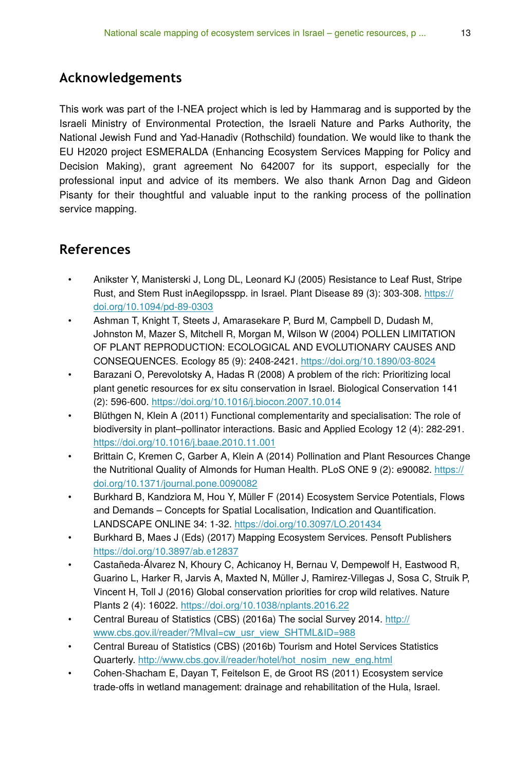## Acknowledgements

This work was part of the I-NEA project which is led by Hammarag and is supported by the Israeli Ministry of Environmental Protection, the Israeli Nature and Parks Authority, the National Jewish Fund and Yad-Hanadiv (Rothschild) foundation. We would like to thank the EU H2020 project ESMERALDA (Enhancing Ecosystem Services Mapping for Policy and Decision Making), grant agreement No 642007 for its support, especially for the professional input and advice of its members. We also thank Arnon Dag and Gideon Pisanty for their thoughtful and valuable input to the ranking process of the pollination service mapping.

## References

- Anikster Y, Manisterski J, Long DL, Leonard KJ (2005) Resistance to Leaf Rust, Stripe Rust, and Stem Rust inAegilopsspp. in Israel. Plant Disease 89 (3): 303-308. https://doi.org/10.1094/pd-89-0303
- Ashman T, Knight T, Steets J, Amarasekare P, Burd M, Campbell D, Dudash M, Johnston M, Mazer S, Mitchell R, Morgan M, Wilson W (2004) POLLEN LIMITATION OF PLANT REPRODUCTION: ECOLOGICAL AND EVOLUTIONARY CAUSES AND CONSEQUENCES. Ecology 85 (9): 2408-2421. https://doi.org/10.1890/03-8024
- Barazani O, Perevolotsky A, Hadas R (2008) A problem of the rich: Prioritizing local plant genetic resources for ex situ conservation in Israel. Biological Conservation 141 (2): 596-600. https://doi.org/10.1016/j.biocon.2007.10.014
- Blüthgen N, Klein A (2011) Functional complementarity and specialisation: The role of biodiversity in plant–pollinator interactions. Basic and Applied Ecology 12 (4): 282-291. https://doi.org/10.1016/j.baae.2010.11.001
- Brittain C, Kremen C, Garber A, Klein A (2014) Pollination and Plant Resources Change the Nutritional Quality of Almonds for Human Health. PLoS ONE 9 (2): e90082. https://doi.org/10.1371/journal.pone.0090082
- Burkhard B, Kandziora M, Hou Y, Müller F (2014) Ecosystem Service Potentials, Flows and Demands – Concepts for Spatial Localisation, Indication and Quantification. LANDSCAPE ONLINE 34: 1-32. https://doi.org/10.3097/LO.201434
- Burkhard B, Maes J (Eds) (2017) Mapping Ecosystem Services. Pensoft Publishers https://doi.org/10.3897/ab.e12837
- Castañeda-Álvarez N, Khoury C, Achicanoy H, Bernau V, Dempewolf H, Eastwood R, Guarino L, Harker R, Jarvis A, Maxted N, Müller J, Ramirez-Villegas J, Sosa C, Struik P, Vincent H, Toll J (2016) Global conservation priorities for crop wild relatives. Nature Plants 2 (4): 16022. https://doi.org/10.1038/nplants.2016.22
- Central Bureau of Statistics (CBS) (2016a) The social Survey 2014. http://www.cbs.gov.il/reader/?MIval=cw_usr_view_SHTML&ID=988
- Central Bureau of Statistics (CBS) (2016b) Tourism and Hotel Services Statistics Quarterly. http://www.cbs.gov.il/reader/hotel/hot_nosim_new_eng.html
- Cohen-Shacham E, Dayan T, Feitelson E, de Groot RS (2011) Ecosystem service trade-offs in wetland management: drainage and rehabilitation of the Hula, Israel.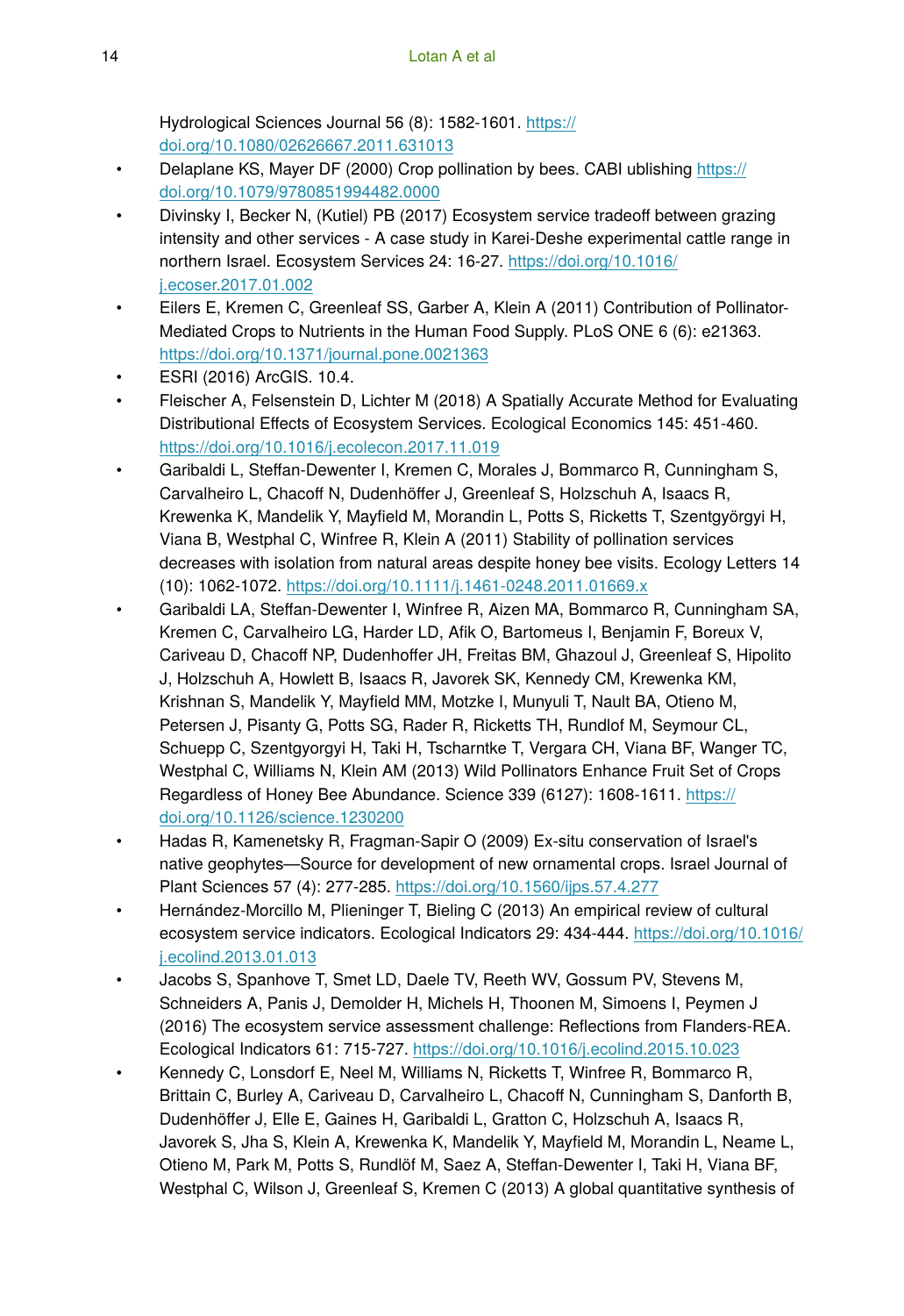Hydrological Sciences Journal 56 (8): 1582-1601. https://doi.org/10.1080/02626667.2011.631013

- Delaplane KS, Mayer DF (2000) Crop pollination by bees. CABI ublishing https://doi.org/10.1079/9780851994482.0000
- Divinsky I, Becker N, (Kutiel) PB (2017) Ecosystem service tradeoff between grazing intensity and other services - A case study in Karei-Deshe experimental cattle range in northern Israel. Ecosystem Services 24: 16-27. https://doi.org/10.1016/j.ecoser.2017.01.002
- Eilers E, Kremen C, Greenleaf SS, Garber A, Klein A (2011) Contribution of Pollinator-Mediated Crops to Nutrients in the Human Food Supply. PLoS ONE 6 (6): e21363. https://doi.org/10.1371/journal.pone.0021363
- ESRI (2016) ArcGIS. 10.4.
- Fleischer A, Felsenstein D, Lichter M (2018) A Spatially Accurate Method for Evaluating Distributional Effects of Ecosystem Services. Ecological Economics 145: 451-460. https://doi.org/10.1016/j.ecolecon.2017.11.019
- Garibaldi L, Steffan-Dewenter I, Kremen C, Morales J, Bommarco R, Cunningham S, Carvalheiro L, Chacoff N, Dudenhöffer J, Greenleaf S, Holzschuh A, Isaacs R, Krewenka K, Mandelik Y, Mayfield M, Morandin L, Potts S, Ricketts T, Szentgyörgyi H, Viana B, Westphal C, Winfree R, Klein A (2011) Stability of pollination services decreases with isolation from natural areas despite honey bee visits. Ecology Letters 14 (10): 1062-1072. https://doi.org/10.1111/j.1461-0248.2011.01669.x
- Garibaldi LA, Steffan-Dewenter I, Winfree R, Aizen MA, Bommarco R, Cunningham SA, Kremen C, Carvalheiro LG, Harder LD, Afik O, Bartomeus I, Benjamin F, Boreux V, Cariveau D, Chacoff NP, Dudenhoffer JH, Freitas BM, Ghazoul J, Greenleaf S, Hipolito J, Holzschuh A, Howlett B, Isaacs R, Javorek SK, Kennedy CM, Krewenka KM, Krishnan S, Mandelik Y, Mayfield MM, Motzke I, Munyuli T, Nault BA, Otieno M, Petersen J, Pisanty G, Potts SG, Rader R, Ricketts TH, Rundlof M, Seymour CL, Schuepp C, Szentgyorgyi H, Taki H, Tscharntke T, Vergara CH, Viana BF, Wanger TC, Westphal C, Williams N, Klein AM (2013) Wild Pollinators Enhance Fruit Set of Crops Regardless of Honey Bee Abundance. Science 339 (6127): 1608-1611. https://doi.org/10.1126/science.1230200
- Hadas R, Kamenetsky R, Fragman-Sapir O (2009) Ex-situ conservation of Israel's native geophytes—Source for development of new ornamental crops. Israel Journal of Plant Sciences 57 (4): 277-285. https://doi.org/10.1560/ijps.57.4.277
- Hernández-Morcillo M, Plieninger T, Bieling C (2013) An empirical review of cultural ecosystem service indicators. Ecological Indicators 29: 434-444. https://doi.org/10.1016/j.ecolind.2013.01.013
- Jacobs S, Spanhove T, Smet LD, Daele TV, Reeth WV, Gossum PV, Stevens M, Schneiders A, Panis J, Demolder H, Michels H, Thoonen M, Simoens I, Peymen J (2016) The ecosystem service assessment challenge: Reflections from Flanders-REA. Ecological Indicators 61: 715-727. https://doi.org/10.1016/j.ecolind.2015.10.023
- Kennedy C, Lonsdorf E, Neel M, Williams N, Ricketts T, Winfree R, Bommarco R, Brittain C, Burley A, Cariveau D, Carvalheiro L, Chacoff N, Cunningham S, Danforth B, Dudenhöffer J, Elle E, Gaines H, Garibaldi L, Gratton C, Holzschuh A, Isaacs R, Javorek S, Jha S, Klein A, Krewenka K, Mandelik Y, Mayfield M, Morandin L, Neame L, Otieno M, Park M, Potts S, Rundlöf M, Saez A, Steffan-Dewenter I, Taki H, Viana BF, Westphal C, Wilson J, Greenleaf S, Kremen C (2013) A global quantitative synthesis of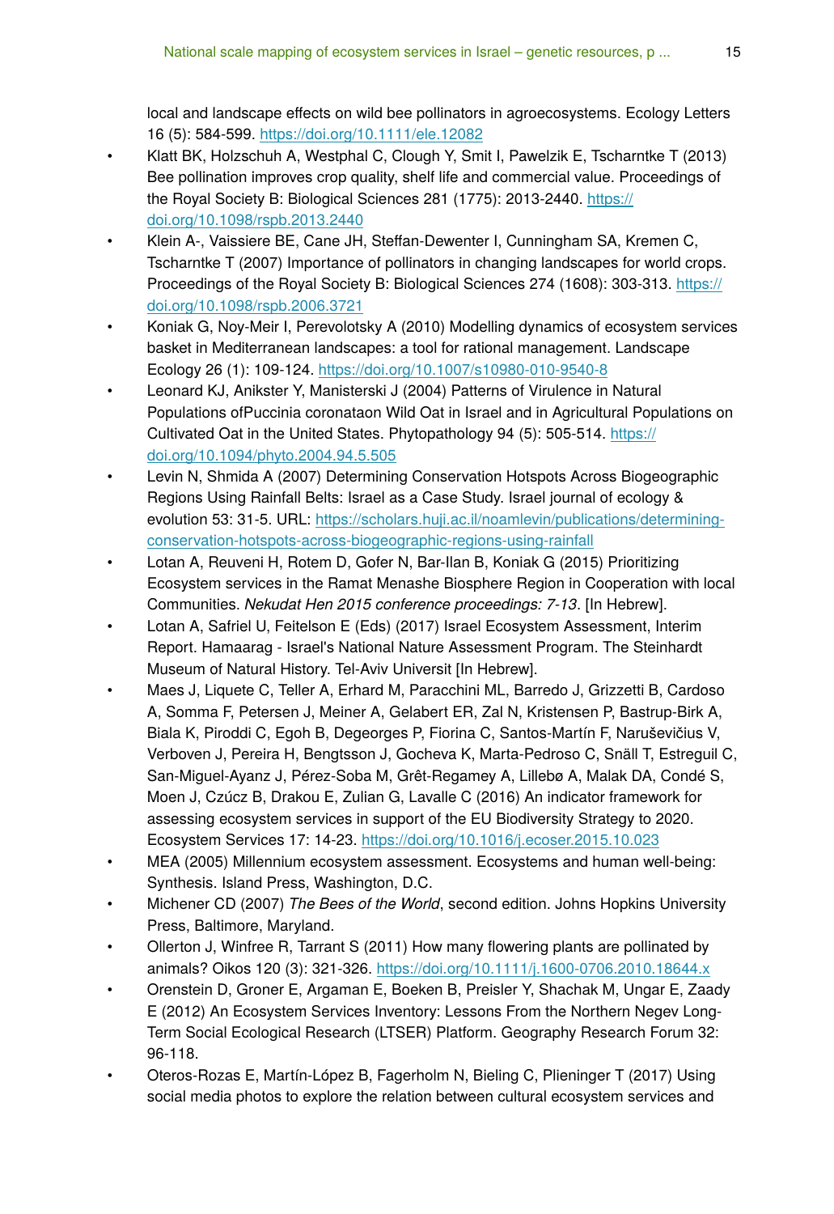local and landscape effects on wild bee pollinators in agroecosystems. Ecology Letters 16 (5): 584‑599. https://doi.org/10.1111/ele.12082

- Klatt BK, Holzschuh A, Westphal C, Clough Y, Smit I, Pawelzik E, Tscharntke T (2013) Bee pollination improves crop quality, shelf life and commercial value. Proceedings of the Royal Society B: Biological Sciences 281 (1775): 2013‑2440. https://doi.org/10.1098/rspb.2013.2440
- Klein A-, Vaissiere BE, Cane JH, Steffan-Dewenter I, Cunningham SA, Kremen C, Tscharntke T (2007) Importance of pollinators in changing landscapes for world crops. Proceedings of the Royal Society B: Biological Sciences 274 (1608): 303‑313. https://doi.org/10.1098/rspb.2006.3721
- Koniak G, Noy-Meir I, Perevolotsky A (2010) Modelling dynamics of ecosystem services basket in Mediterranean landscapes: a tool for rational management. Landscape Ecology 26 (1): 109‑124. https://doi.org/10.1007/s10980-010-9540-8
- Leonard KJ, Anikster Y, Manisterski J (2004) Patterns of Virulence in Natural Populations ofPuccinia coronataon Wild Oat in Israel and in Agricultural Populations on Cultivated Oat in the United States. Phytopathology 94 (5): 505‑514. https://doi.org/10.1094/phyto.2004.94.5.505
- Levin N, Shmida A (2007) Determining Conservation Hotspots Across Biogeographic Regions Using Rainfall Belts: Israel as a Case Study. Israel journal of ecology & evolution 53: 31‑5. URL: https://scholars.huji.ac.il/noamlevin/publications/determining-conservation-hotspots-across-biogeographic-regions-using-rainfall
- Lotan A, Reuveni H, Rotem D, Gofer N, Bar-Ilan B, Koniak G (2015) Prioritizing Ecosystem services in the Ramat Menashe Biosphere Region in Cooperation with local Communities. *Nekudat Hen 2015 conference proceedings: 7-13*. [In Hebrew].
- Lotan A, Safriel U, Feitelson E (Eds) (2017) Israel Ecosystem Assessment, Interim Report. Hamaarag - Israel's National Nature Assessment Program. The Steinhardt Museum of Natural History. Tel-Aviv Universit [In Hebrew].
- Maes J, Liquete C, Teller A, Erhard M, Paracchini ML, Barredo J, Grizzetti B, Cardoso A, Somma F, Petersen J, Meiner A, Gelabert ER, Zal N, Kristensen P, Bastrup-Birk A, Biala K, Piroddi C, Egoh B, Degeorges P, Fiorina C, Santos-Martín F, Naruševičius V, Verboven J, Pereira H, Bengtsson J, Gocheva K, Marta-Pedroso C, Snäll T, Estreguil C, San-Miguel-Ayanz J, Pérez-Soba M, Grêt-Regamey A, Lillebø A, Malak DA, Condé S, Moen J, Czúcz B, Drakou E, Zulian G, Lavalle C (2016) An indicator framework for assessing ecosystem services in support of the EU Biodiversity Strategy to 2020. Ecosystem Services 17: 14‑23. https://doi.org/10.1016/j.ecoser.2015.10.023
- MEA (2005) Millennium ecosystem assessment. Ecosystems and human well-being: Synthesis. Island Press, Washington, D.C.
- Michener CD (2007) *The Bees of the World*, second edition. Johns Hopkins University Press, Baltimore, Maryland.
- Ollerton J, Winfree R, Tarrant S (2011) How many flowering plants are pollinated by animals? Oikos 120 (3): 321‑326. https://doi.org/10.1111/j.1600-0706.2010.18644.x
- Orenstein D, Groner E, Argaman E, Boeken B, Preisler Y, Shachak M, Ungar E, Zaady E (2012) An Ecosystem Services Inventory: Lessons From the Northern Negev Long-Term Social Ecological Research (LTSER) Platform. Geography Research Forum 32: 96‑118.
- Oteros-Rozas E, Martín-López B, Fagerholm N, Bieling C, Plieninger T (2017) Using social media photos to explore the relation between cultural ecosystem services and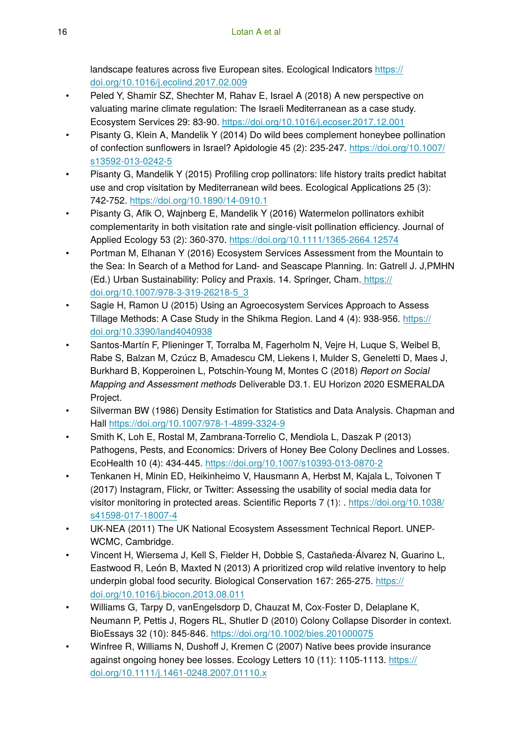landscape features across five European sites. Ecological Indicators https://doi.org/10.1016/j.ecolind.2017.02.009

- Peled Y, Shamir SZ, Shechter M, Rahav E, Israel A (2018) A new perspective on valuating marine climate regulation: The Israeli Mediterranean as a case study. Ecosystem Services 29: 83‑90. https://doi.org/10.1016/j.ecoser.2017.12.001
- Pisanty G, Klein A, Mandelik Y (2014) Do wild bees complement honeybee pollination of confection sunflowers in Israel? Apidologie 45 (2): 235‑247. https://doi.org/10.1007/s13592-013-0242-5
- Pisanty G, Mandelik Y (2015) Profiling crop pollinators: life history traits predict habitat use and crop visitation by Mediterranean wild bees. Ecological Applications 25 (3): 742‑752. https://doi.org/10.1890/14-0910.1
- Pisanty G, Afik O, Wajnberg E, Mandelik Y (2016) Watermelon pollinators exhibit complementarity in both visitation rate and single-visit pollination efficiency. Journal of Applied Ecology 53 (2): 360‑370. https://doi.org/10.1111/1365-2664.12574
- Portman M, Elhanan Y (2016) Ecosystem Services Assessment from the Mountain to the Sea: In Search of a Method for Land- and Seascape Planning. In: Gatrell J. J,PMHN (Ed.) Urban Sustainability: Policy and Praxis. 14. Springer, Cham. https://doi.org/10.1007/978-3-319-26218-5_3
- Sagie H, Ramon U (2015) Using an Agroecosystem Services Approach to Assess Tillage Methods: A Case Study in the Shikma Region. Land 4 (4): 938‑956. https://doi.org/10.3390/land4040938
- Santos-Martín F, Plieninger T, Torralba M, Fagerholm N, Vejre H, Luque S, Weibel B, Rabe S, Balzan M, Czúcz B, Amadescu CM, Liekens I, Mulder S, Geneletti D, Maes J, Burkhard B, Kopperoinen L, Potschin-Young M, Montes C (2018) *Report on Social Mapping and Assessment methods* Deliverable D3.1. EU Horizon 2020 ESMERALDA Project.
- Silverman BW (1986) Density Estimation for Statistics and Data Analysis. Chapman and Hall https://doi.org/10.1007/978-1-4899-3324-9
- Smith K, Loh E, Rostal M, Zambrana-Torrelio C, Mendiola L, Daszak P (2013) Pathogens, Pests, and Economics: Drivers of Honey Bee Colony Declines and Losses. EcoHealth 10 (4): 434‑445. https://doi.org/10.1007/s10393-013-0870-2
- Tenkanen H, Minin ED, Heikinheimo V, Hausmann A, Herbst M, Kajala L, Toivonen T (2017) Instagram, Flickr, or Twitter: Assessing the usability of social media data for visitor monitoring in protected areas. Scientific Reports 7 (1): . https://doi.org/10.1038/s41598-017-18007-4
- UK-NEA (2011) The UK National Ecosystem Assessment Technical Report. UNEP-WCMC, Cambridge.
- Vincent H, Wiersema J, Kell S, Fielder H, Dobbie S, Castañeda-Álvarez N, Guarino L, Eastwood R, León B, Maxted N (2013) A prioritized crop wild relative inventory to help underpin global food security. Biological Conservation 167: 265‑275. https://doi.org/10.1016/j.biocon.2013.08.011
- Williams G, Tarpy D, vanEngelsdorp D, Chauzat M, Cox-Foster D, Delaplane K, Neumann P, Pettis J, Rogers RL, Shutler D (2010) Colony Collapse Disorder in context. BioEssays 32 (10): 845‑846. https://doi.org/10.1002/bies.201000075
- Winfree R, Williams N, Dushoff J, Kremen C (2007) Native bees provide insurance against ongoing honey bee losses. Ecology Letters 10 (11): 1105‑1113. https://doi.org/10.1111/j.1461-0248.2007.01110.x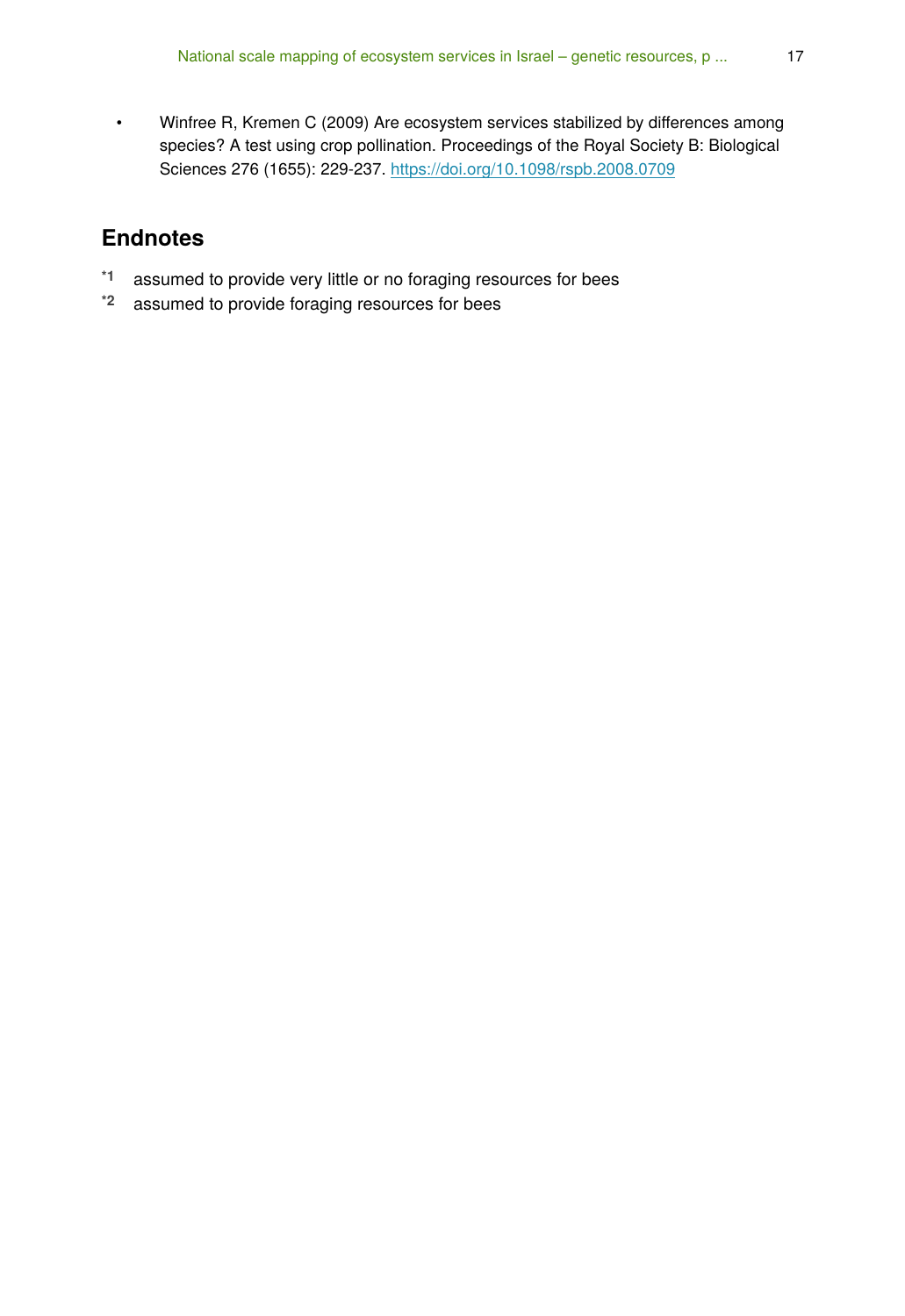- Winfree R, Kremen C (2009) Are ecosystem services stabilized by differences among species? A test using crop pollination. Proceedings of the Royal Society B: Biological Sciences 276 (1655): 229-237. https://doi.org/10.1098/rspb.2008.0709

## Endnotes

*1 assumed to provide very little or no foraging resources for bees

*2 assumed to provide foraging resources for bees